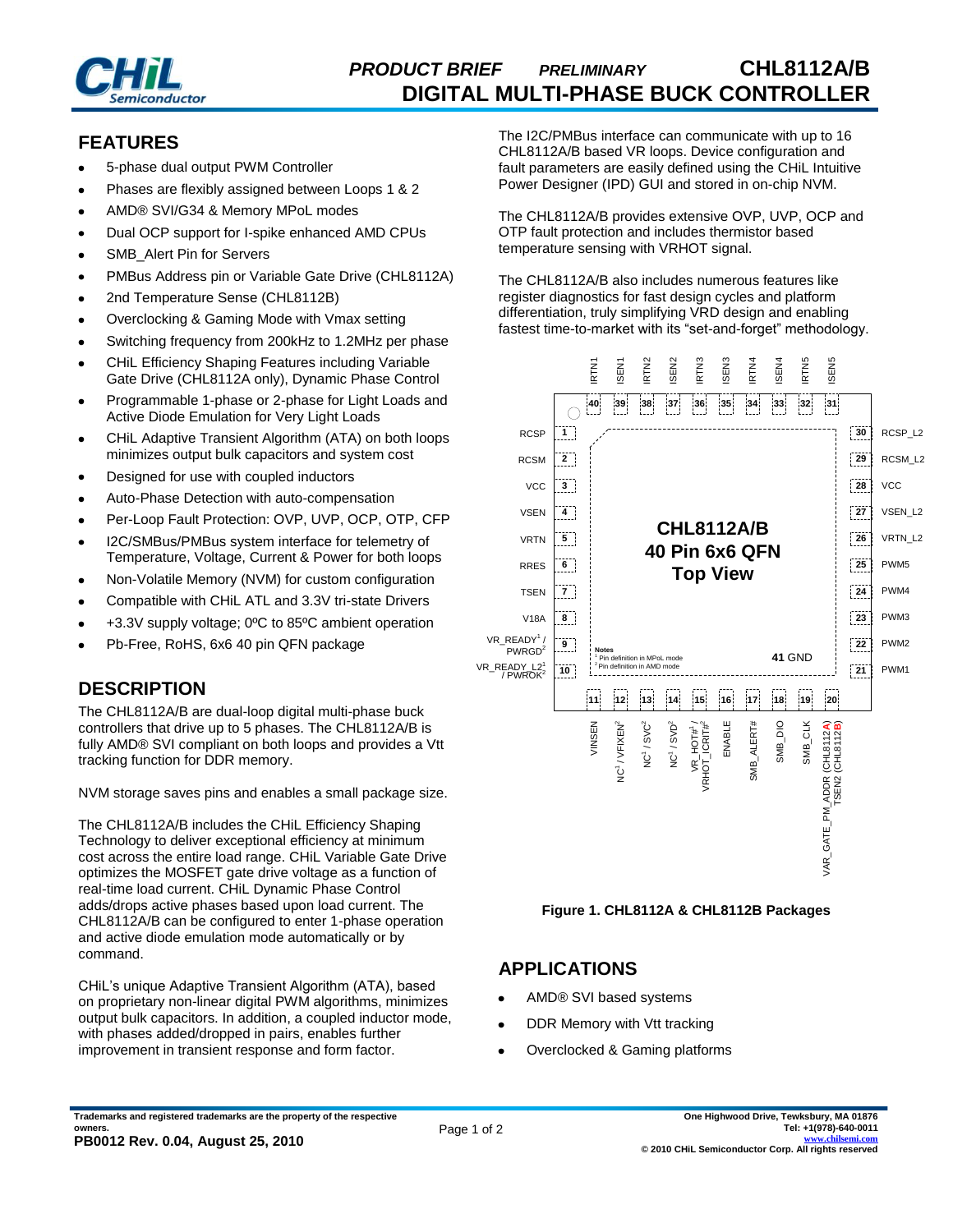# PRODUCT BRIEF *PRELIMINARY* CHL8112A/B

# DIGITAL MULTI-PHASE BUCK CONTROLLER

## FEATURES

- 5-phase dual output PWM Controller
- Phases are flexibly assigned between Loops 1 & 2
- AMD® SVI/G34 & Memory MPoL modes
- Dual OCP support for I-spike enhanced AMD CPUs
- SMB_Alert Pin for Servers
- PMBus Address pin or Variable Gate Drive (CHL8112A)
- 2nd Temperature Sense (CHL8112B)
- Overclocking & Gaming Mode with Vmax setting
- Switching frequency from 200kHz to 1.2MHz per phase
- CHiL Efficiency Shaping Features including Variable Gate Drive (CHL8112A only), Dynamic Phase Control
- Programmable 1-phase or 2-phase for Light Loads and Active Diode Emulation for Very Light Loads
- CHiL Adaptive Transient Algorithm (ATA) on both loops minimizes output bulk capacitors and system cost
- Designed for use with coupled inductors
- Auto-Phase Detection with auto-compensation
- Per-Loop Fault Protection: OVP, UVP, OCP, OTP, CFP
- I2C/SMBus/PMBus system interface for telemetry of Temperature, Voltage, Current & Power for both loops
- Non-Volatile Memory (NVM) for custom configuration
- Compatible with CHiL ATL and 3.3V tri-state Drivers
- +3.3V supply voltage; 0ºC to 85ºC ambient operation
- Pb-Free, RoHS, 6x6 40 pin QFN package

## DESCRIPTION

The CHL8112A/B are dual-loop digital multi-phase buck controllers that drive up to 5 phases. The CHL8112A/B is fully AMD® SVI compliant on both loops and provides a Vtt tracking function for DDR memory.

NVM storage saves pins and enables a small package size.

The CHL8112A/B includes the CHiL Efficiency Shaping Technology to deliver exceptional efficiency at minimum cost across the entire load range. CHiL Variable Gate Drive optimizes the MOSFET gate drive voltage as a function of real-time load current. CHiL Dynamic Phase Control adds/drops active phases based upon load current. The CHL8112A/B can be configured to enter 1-phase operation and active diode emulation mode automatically or by command.

CHiL's unique Adaptive Transient Algorithm (ATA), based on proprietary non-linear digital PWM algorithms, minimizes output bulk capacitors. In addition, a coupled inductor mode, with phases added/dropped in pairs, enables further improvement in transient response and form factor.

The I2C/PMBus interface can communicate with up to 16 CHL8112A/B based VR loops. Device configuration and fault parameters are easily defined using the CHiL Intuitive Power Designer (IPD) GUI and stored in on-chip NVM.

The CHL8112A/B provides extensive OVP, UVP, OCP and OTP fault protection and includes thermistor based temperature sensing with VRHOT signal.

The CHL8112A/B also includes numerous features like register diagnostics for fast design cycles and platform differentiation, truly simplifying VRD design and enabling fastest time-to-market with its "set-and-forget" methodology.

**CHL8112A/B 40 Pin 6x6 QFN Top View**

| Pin | Name | Pin | Name |
|---|---|---|---|
| 1 | RCSP | 21 | PWM1 |
| 2 | RCSM | 22 | PWM2 |
| 3 | VCC | 23 | PWM3 |
| 4 | VSEN | 24 | PWM4 |
| 5 | VRTN | 25 | PWM5 |
| 6 | RRES | 26 | VRTN_L2 |
| 7 | TSEN | 27 | VSEN_L2 |
| 8 | V18A | 28 | VCC |
| 9 | VR_READY[1] / PWRGD[2] | 29 | RCSM_L2 |
| 10 | VR_READY_L2[1] / PWROK[2] | 30 | RCSP_L2 |
| 11 | VINSEN | 31 | ISEN5 |
| 12 | NC[1] / VFIXEN[2] | 32 | IRTN5 |
| 13 | NC[1] / SVC[2] | 33 | ISEN4 |
| 14 | NC[1] / SVD[2] | 34 | IRTN4 |
| 15 | VR_HOT#[1] / VRHOT_ICRIT#[2] | 35 | ISEN3 |
| 16 | ENABLE | 36 | IRTN3 |
| 17 | SMB_ALERT# | 37 | ISEN2 |
| 18 | SMB_DIO | 38 | IRTN2 |
| 19 | SMB_CLK | 39 | ISEN1 |
| 20 | VAR_GATE_PM_ADDR (CHL8112A) / TSEN2 (CHL8112B) | 40 | IRTN1 |
| 41 | GND | | |

Notes
[1] Pin definition in MPoL mode
[2] Pin definition in AMD mode

**Figure 1. CHL8112A & CHL8112B Packages**

## APPLICATIONS

- AMD® SVI based systems
- DDR Memory with Vtt tracking
- Overclocked & Gaming platforms

Trademarks and registered trademarks are the property of the respective owners.

**PB0012 Rev. 0.04, August 25, 2010**

One Highwood Drive, Tewksbury, MA 01876
Tel: +1(978)-640-0011
www.chilsemi.com
© 2010 CHiL Semiconductor Corp. All rights reserved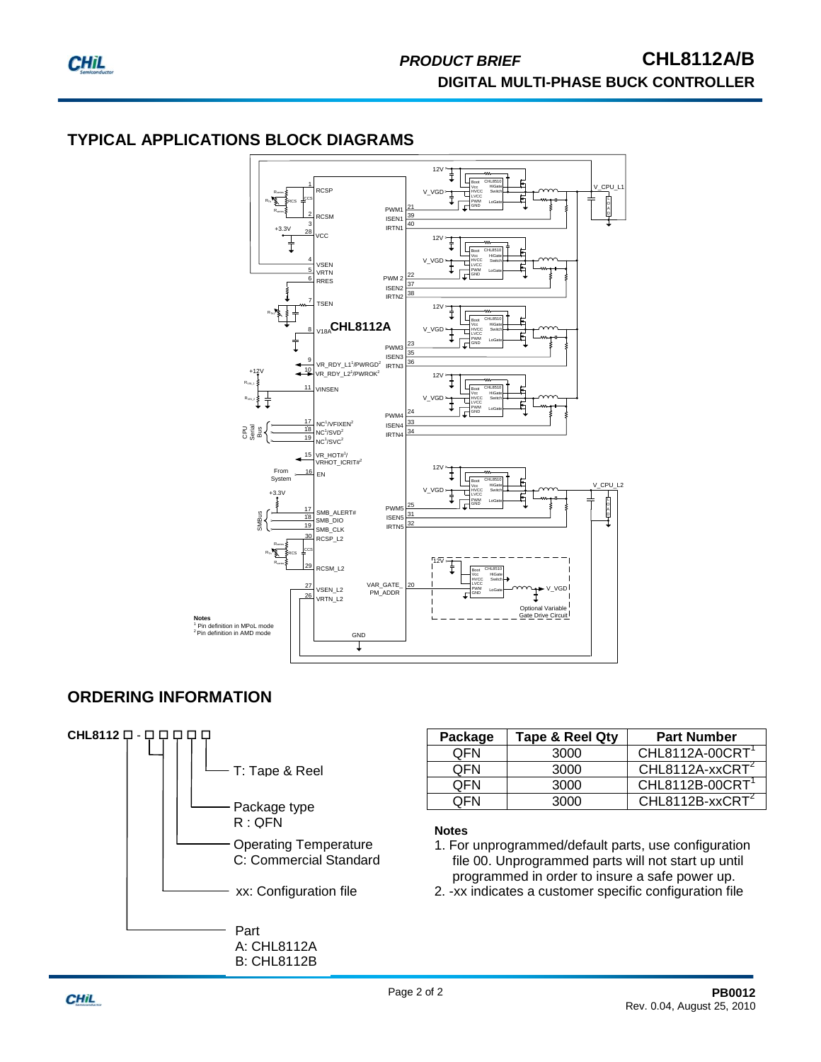## TYPICAL APPLICATIONS BLOCK DIAGRAMS

Notes
[1] Pin definition in MPoL mode
[2] Pin definition in AMD mode

## ORDERING INFORMATION

CHL8112 □ - □ □ □ □ □

- T: Tape & Reel
- Package type
  R : QFN
- Operating Temperature
  C: Commercial Standard
- xx: Configuration file
- Part
  A: CHL8112A
  B: CHL8112B

| Package | Tape & Reel Qty | Part Number |
|---|---|---|
| QFN | 3000 | CHL8112A-00CRT[1] |
| QFN | 3000 | CHL8112A-xxCRT[2] |
| QFN | 3000 | CHL8112B-00CRT[1] |
| QFN | 3000 | CHL8112B-xxCRT[2] |

**Notes**

1. For unprogrammed/default parts, use configuration file 00. Unprogrammed parts will not start up until programmed in order to insure a safe power up.
2. -xx indicates a customer specific configuration file